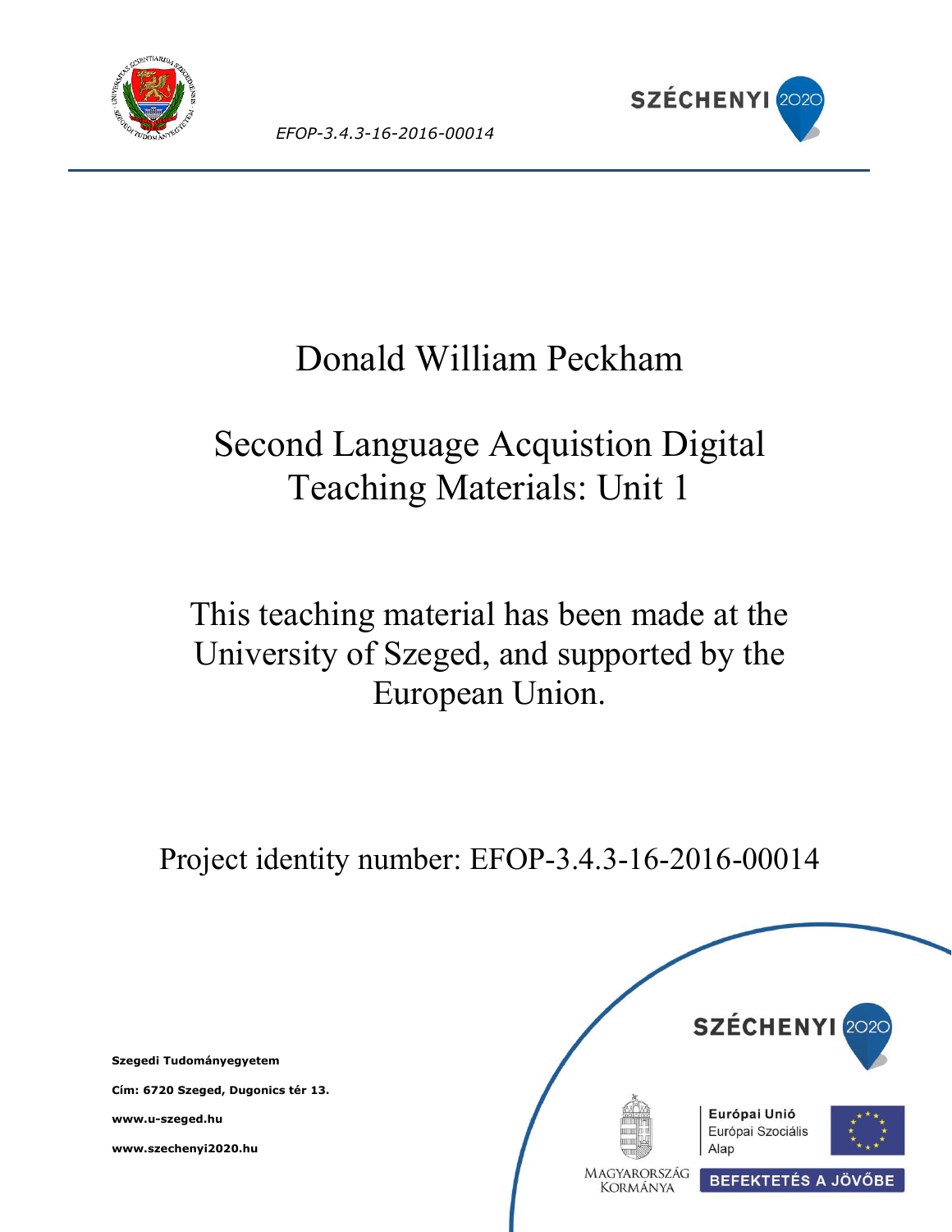*EFOP-3.4.3-16-2016-00014*

SZÉCHENYI 2020

# Donald William Peckham

# Second Language Acquistion Digital Teaching Materials: Unit 1

This teaching material has been made at the University of Szeged, and supported by the European Union.

Project identity number: EFOP-3.4.3-16-2016-00014

**Szegedi Tudományegyetem**

**Cím: 6720 Szeged, Dugonics tér 13.**

**www.u-szeged.hu**

**www.szechenyi2020.hu**

SZÉCHENYI 2020

MAGYARORSZÁG KORMÁNYA

Európai Unió
Európai Szociális Alap

BEFEKTETÉS A JÖVŐBE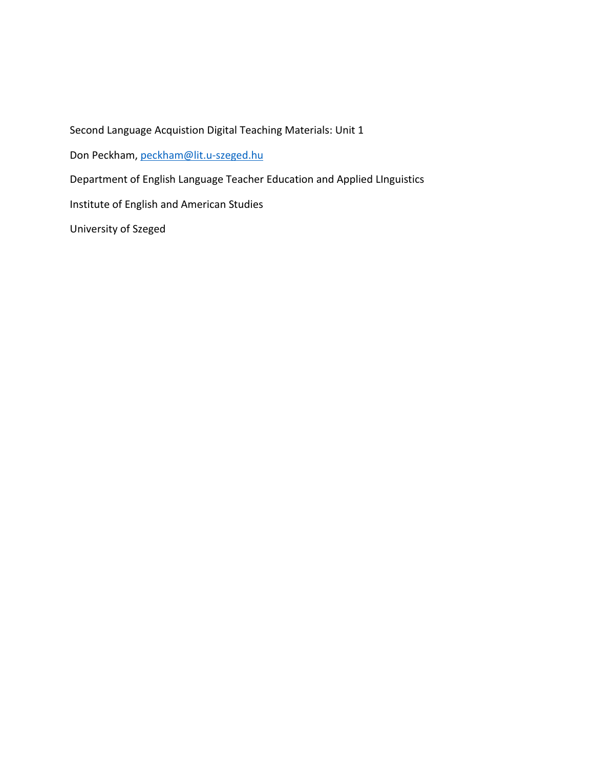Second Language Acquistion Digital Teaching Materials: Unit 1

Don Peckham, peckham@lit.u-szeged.hu

Department of English Language Teacher Education and Applied LInguistics

Institute of English and American Studies

University of Szeged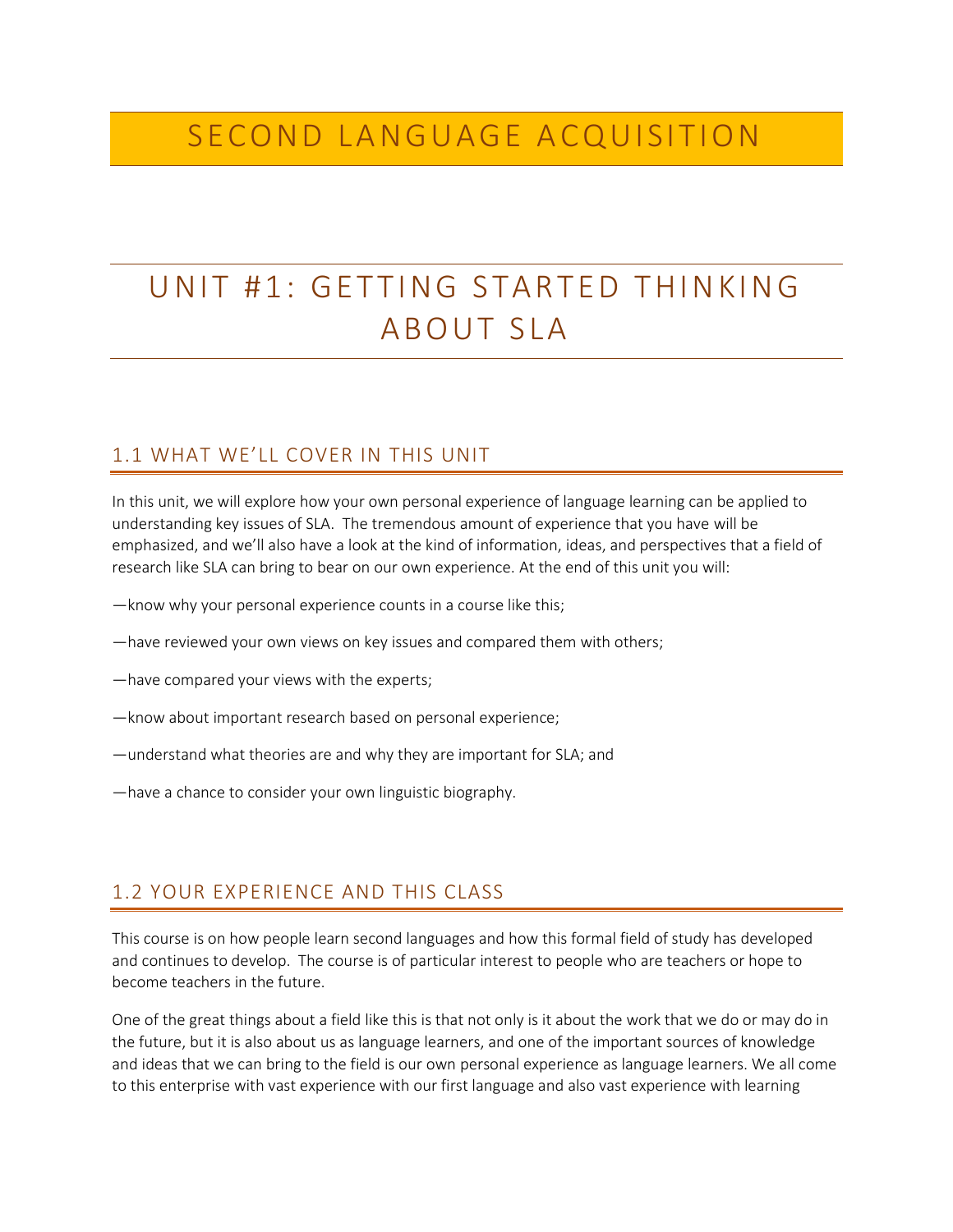# SECOND LANGUAGE ACQUISITION

# UNIT #1: GETTING STARTED THINKING ABOUT SLA

## 1.1 WHAT WE'LL COVER IN THIS UNIT

In this unit, we will explore how your own personal experience of language learning can be applied to understanding key issues of SLA. The tremendous amount of experience that you have will be emphasized, and we'll also have a look at the kind of information, ideas, and perspectives that a field of research like SLA can bring to bear on our own experience. At the end of this unit you will:

—know why your personal experience counts in a course like this;

—have reviewed your own views on key issues and compared them with others;

—have compared your views with the experts;

—know about important research based on personal experience;

—understand what theories are and why they are important for SLA; and

—have a chance to consider your own linguistic biography.

## 1.2 YOUR EXPERIENCE AND THIS CLASS

This course is on how people learn second languages and how this formal field of study has developed and continues to develop. The course is of particular interest to people who are teachers or hope to become teachers in the future.

One of the great things about a field like this is that not only is it about the work that we do or may do in the future, but it is also about us as language learners, and one of the important sources of knowledge and ideas that we can bring to the field is our own personal experience as language learners. We all come to this enterprise with vast experience with our first language and also vast experience with learning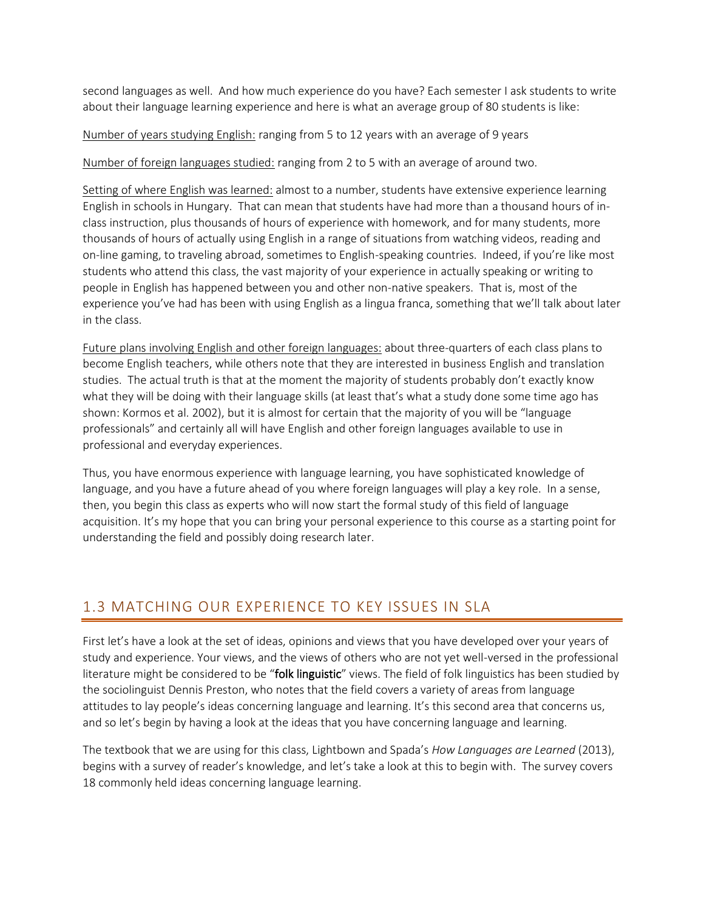second languages as well. And how much experience do you have? Each semester I ask students to write about their language learning experience and here is what an average group of 80 students is like:

<u>Number of years studying English:</u> ranging from 5 to 12 years with an average of 9 years

<u>Number of foreign languages studied:</u> ranging from 2 to 5 with an average of around two.

<u>Setting of where English was learned:</u> almost to a number, students have extensive experience learning English in schools in Hungary. That can mean that students have had more than a thousand hours of in-class instruction, plus thousands of hours of experience with homework, and for many students, more thousands of hours of actually using English in a range of situations from watching videos, reading and on-line gaming, to traveling abroad, sometimes to English-speaking countries. Indeed, if you're like most students who attend this class, the vast majority of your experience in actually speaking or writing to people in English has happened between you and other non-native speakers. That is, most of the experience you've had has been with using English as a lingua franca, something that we'll talk about later in the class.

<u>Future plans involving English and other foreign languages:</u> about three-quarters of each class plans to become English teachers, while others note that they are interested in business English and translation studies. The actual truth is that at the moment the majority of students probably don't exactly know what they will be doing with their language skills (at least that's what a study done some time ago has shown: Kormos et al. 2002), but it is almost for certain that the majority of you will be "language professionals" and certainly all will have English and other foreign languages available to use in professional and everyday experiences.

Thus, you have enormous experience with language learning, you have sophisticated knowledge of language, and you have a future ahead of you where foreign languages will play a key role. In a sense, then, you begin this class as experts who will now start the formal study of this field of language acquisition. It's my hope that you can bring your personal experience to this course as a starting point for understanding the field and possibly doing research later.

## 1.3 MATCHING OUR EXPERIENCE TO KEY ISSUES IN SLA

First let's have a look at the set of ideas, opinions and views that you have developed over your years of study and experience. Your views, and the views of others who are not yet well-versed in the professional literature might be considered to be "**folk linguistic**" views. The field of folk linguistics has been studied by the sociolinguist Dennis Preston, who notes that the field covers a variety of areas from language attitudes to lay people's ideas concerning language and learning. It's this second area that concerns us, and so let's begin by having a look at the ideas that you have concerning language and learning.

The textbook that we are using for this class, Lightbown and Spada's *How Languages are Learned* (2013), begins with a survey of reader's knowledge, and let's take a look at this to begin with. The survey covers 18 commonly held ideas concerning language learning.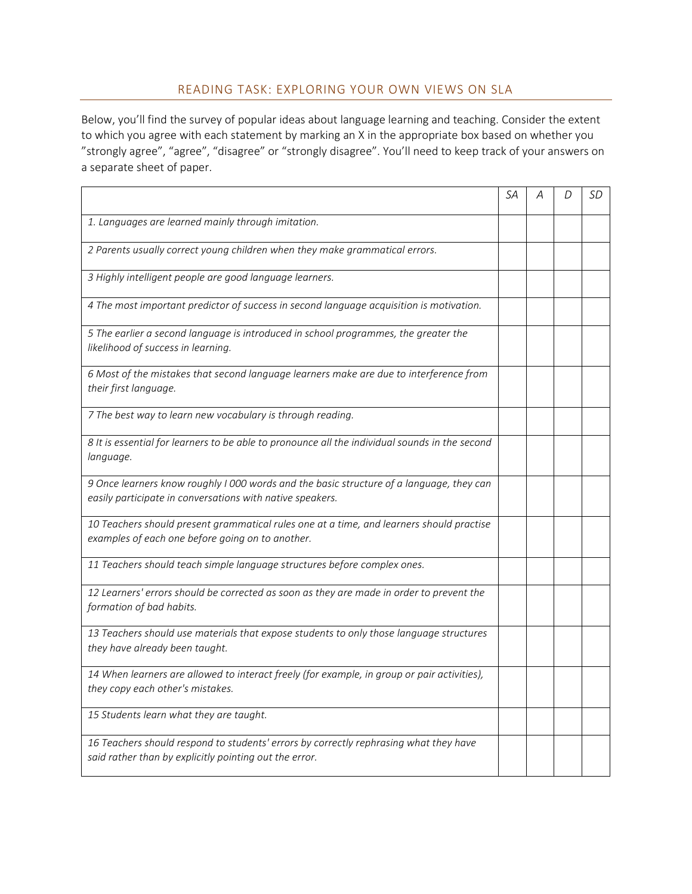## READING TASK: EXPLORING YOUR OWN VIEWS ON SLA

Below, you'll find the survey of popular ideas about language learning and teaching. Consider the extent to which you agree with each statement by marking an X in the appropriate box based on whether you ”strongly agree”, “agree”, “disagree” or “strongly disagree”. You'll need to keep track of your answers on a separate sheet of paper.

| | *SA* | *A* | *D* | *SD* |
|---|---|---|---|---|
| *1. Languages are learned mainly through imitation.* | | | | |
| *2 Parents usually correct young children when they make grammatical errors.* | | | | |
| *3 Highly intelligent people are good language learners.* | | | | |
| *4 The most important predictor of success in second language acquisition is motivation.* | | | | |
| *5 The earlier a second language is introduced in school programmes, the greater the likelihood of success in learning.* | | | | |
| *6 Most of the mistakes that second language learners make are due to interference from their first language.* | | | | |
| *7 The best way to learn new vocabulary is through reading.* | | | | |
| *8 It is essential for learners to be able to pronounce all the individual sounds in the second language.* | | | | |
| *9 Once learners know roughly l 000 words and the basic structure of a language, they can easily participate in conversations with native speakers.* | | | | |
| *10 Teachers should present grammatical rules one at a time, and learners should practise examples of each one before going on to another.* | | | | |
| *11 Teachers should teach simple language structures before complex ones.* | | | | |
| *12 Learners' errors should be corrected as soon as they are made in order to prevent the formation of bad habits.* | | | | |
| *13 Teachers should use materials that expose students to only those language structures they have already been taught.* | | | | |
| *14 When learners are allowed to interact freely (for example, in group or pair activities), they copy each other's mistakes.* | | | | |
| *15 Students learn what they are taught.* | | | | |
| *16 Teachers should respond to students' errors by correctly rephrasing what they have said rather than by explicitly pointing out the error.* | | | | |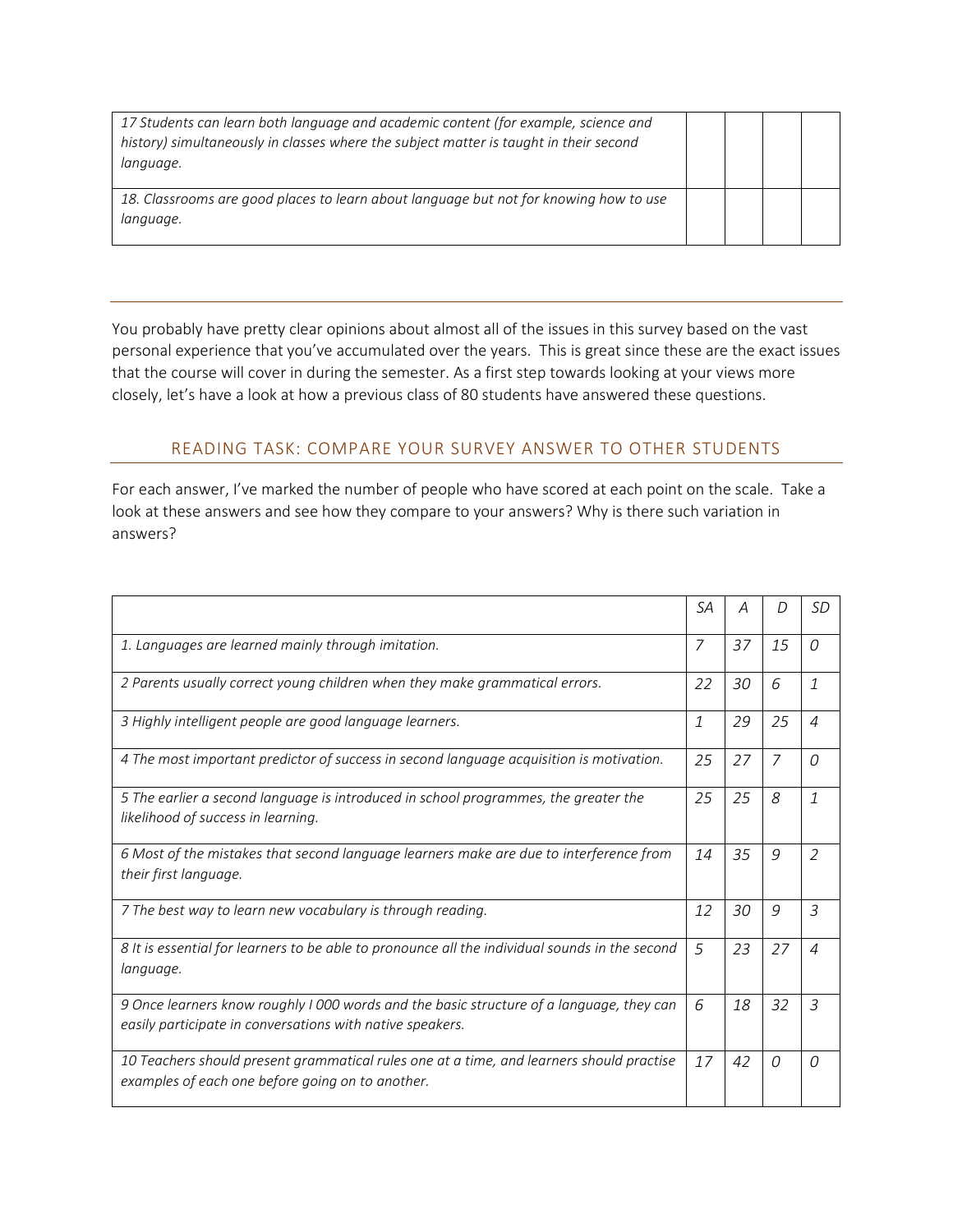| | | | | |
|---|---|---|---|---|
| *17 Students can learn both language and academic content (for example, science and history) simultaneously in classes where the subject matter is taught in their second language.* | | | | |
| *18. Classrooms are good places to learn about language but not for knowing how to use language.* | | | | |

---

You probably have pretty clear opinions about almost all of the issues in this survey based on the vast personal experience that you've accumulated over the years. This is great since these are the exact issues that the course will cover in during the semester. As a first step towards looking at your views more closely, let's have a look at how a previous class of 80 students have answered these questions.

## READING TASK: COMPARE YOUR SURVEY ANSWER TO OTHER STUDENTS

For each answer, I've marked the number of people who have scored at each point on the scale. Take a look at these answers and see how they compare to your answers? Why is there such variation in answers?

| | *SA* | *A* | *D* | *SD* |
|---|---|---|---|---|
| *1. Languages are learned mainly through imitation.* | *7* | *37* | *15* | *0* |
| *2 Parents usually correct young children when they make grammatical errors.* | *22* | *30* | *6* | *1* |
| *3 Highly intelligent people are good language learners.* | *1* | *29* | *25* | *4* |
| *4 The most important predictor of success in second language acquisition is motivation.* | *25* | *27* | *7* | *0* |
| *5 The earlier a second language is introduced in school programmes, the greater the likelihood of success in learning.* | *25* | *25* | *8* | *1* |
| *6 Most of the mistakes that second language learners make are due to interference from their first language.* | *14* | *35* | *9* | *2* |
| *7 The best way to learn new vocabulary is through reading.* | *12* | *30* | *9* | *3* |
| *8 It is essential for learners to be able to pronounce all the individual sounds in the second language.* | *5* | *23* | *27* | *4* |
| *9 Once learners know roughly I 000 words and the basic structure of a language, they can easily participate in conversations with native speakers.* | *6* | *18* | *32* | *3* |
| *10 Teachers should present grammatical rules one at a time, and learners should practise examples of each one before going on to another.* | *17* | *42* | *0* | *0* |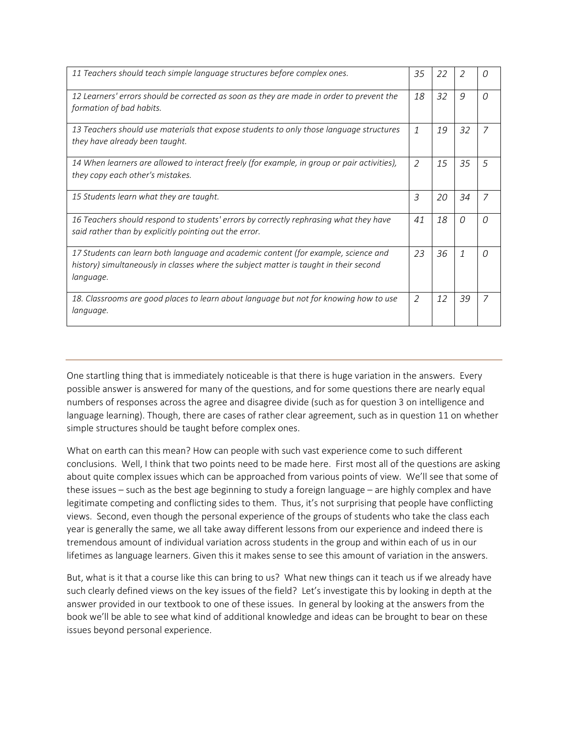| | | | | |
|---|---|---|---|---|
| *11 Teachers should teach simple language structures before complex ones.* | *35* | *22* | *2* | *0* |
| *12 Learners' errors should be corrected as soon as they are made in order to prevent the formation of bad habits.* | *18* | *32* | *9* | *0* |
| *13 Teachers should use materials that expose students to only those language structures they have already been taught.* | *1* | *19* | *32* | *7* |
| *14 When learners are allowed to interact freely (for example, in group or pair activities), they copy each other's mistakes.* | *2* | *15* | *35* | *5* |
| *15 Students learn what they are taught.* | *3* | *20* | *34* | *7* |
| *16 Teachers should respond to students' errors by correctly rephrasing what they have said rather than by explicitly pointing out the error.* | *41* | *18* | *0* | *0* |
| *17 Students can learn both language and academic content (for example, science and history) simultaneously in classes where the subject matter is taught in their second language.* | *23* | *36* | *1* | *0* |
| *18. Classrooms are good places to learn about language but not for knowing how to use language.* | *2* | *12* | *39* | *7* |

One startling thing that is immediately noticeable is that there is huge variation in the answers. Every possible answer is answered for many of the questions, and for some questions there are nearly equal numbers of responses across the agree and disagree divide (such as for question 3 on intelligence and language learning). Though, there are cases of rather clear agreement, such as in question 11 on whether simple structures should be taught before complex ones.

What on earth can this mean? How can people with such vast experience come to such different conclusions. Well, I think that two points need to be made here. First most all of the questions are asking about quite complex issues which can be approached from various points of view. We'll see that some of these issues – such as the best age beginning to study a foreign language – are highly complex and have legitimate competing and conflicting sides to them. Thus, it's not surprising that people have conflicting views. Second, even though the personal experience of the groups of students who take the class each year is generally the same, we all take away different lessons from our experience and indeed there is tremendous amount of individual variation across students in the group and within each of us in our lifetimes as language learners. Given this it makes sense to see this amount of variation in the answers.

But, what is it that a course like this can bring to us? What new things can it teach us if we already have such clearly defined views on the key issues of the field? Let's investigate this by looking in depth at the answer provided in our textbook to one of these issues. In general by looking at the answers from the book we'll be able to see what kind of additional knowledge and ideas can be brought to bear on these issues beyond personal experience.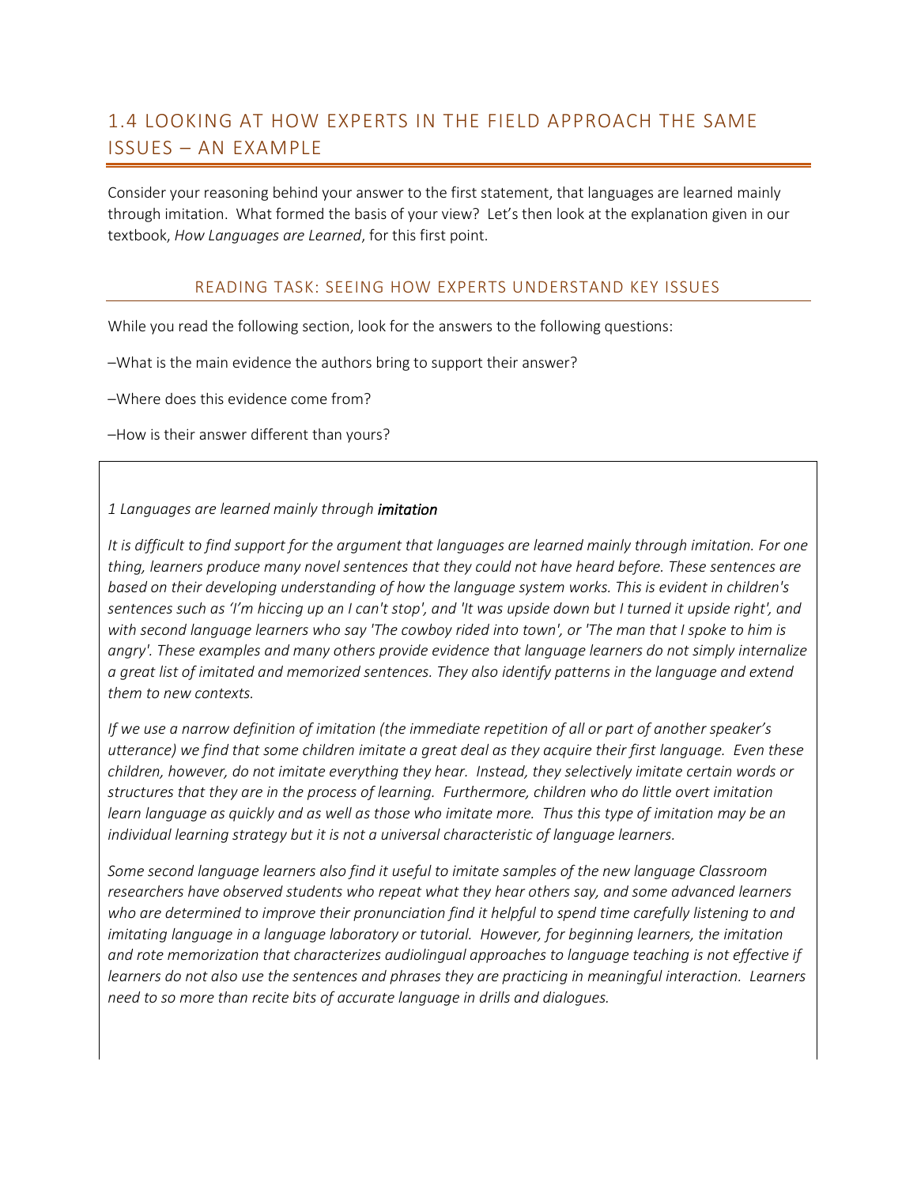## 1.4 LOOKING AT HOW EXPERTS IN THE FIELD APPROACH THE SAME ISSUES – AN EXAMPLE

Consider your reasoning behind your answer to the first statement, that languages are learned mainly through imitation. What formed the basis of your view? Let's then look at the explanation given in our textbook, *How Languages are Learned*, for this first point.

### READING TASK: SEEING HOW EXPERTS UNDERSTAND KEY ISSUES

While you read the following section, look for the answers to the following questions:

–What is the main evidence the authors bring to support their answer?

–Where does this evidence come from?

–How is their answer different than yours?

*1 Languages are learned mainly through **imitation***

*It is difficult to find support for the argument that languages are learned mainly through imitation. For one thing, learners produce many novel sentences that they could not have heard before. These sentences are based on their developing understanding of how the language system works. This is evident in children's sentences such as 'I'm hiccing up an I can't stop', and 'It was upside down but I turned it upside right', and with second language learners who say 'The cowboy rided into town', or 'The man that I spoke to him is angry'. These examples and many others provide evidence that language learners do not simply internalize a great list of imitated and memorized sentences. They also identify patterns in the language and extend them to new contexts.*

*If we use a narrow definition of imitation (the immediate repetition of all or part of another speaker's utterance) we find that some children imitate a great deal as they acquire their first language. Even these children, however, do not imitate everything they hear. Instead, they selectively imitate certain words or structures that they are in the process of learning. Furthermore, children who do little overt imitation learn language as quickly and as well as those who imitate more. Thus this type of imitation may be an individual learning strategy but it is not a universal characteristic of language learners.*

*Some second language learners also find it useful to imitate samples of the new language Classroom researchers have observed students who repeat what they hear others say, and some advanced learners who are determined to improve their pronunciation find it helpful to spend time carefully listening to and imitating language in a language laboratory or tutorial. However, for beginning learners, the imitation and rote memorization that characterizes audiolingual approaches to language teaching is not effective if learners do not also use the sentences and phrases they are practicing in meaningful interaction. Learners need to so more than recite bits of accurate language in drills and dialogues.*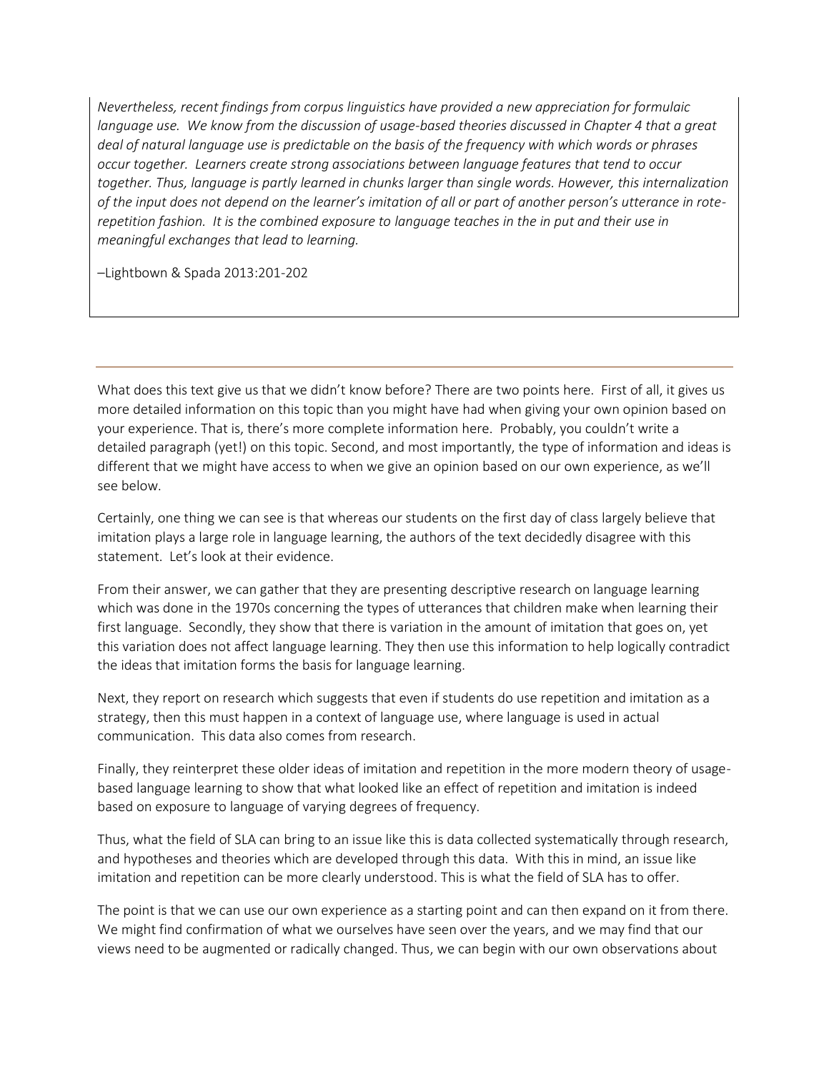*Nevertheless, recent findings from corpus linguistics have provided a new appreciation for formulaic language use. We know from the discussion of usage-based theories discussed in Chapter 4 that a great deal of natural language use is predictable on the basis of the frequency with which words or phrases occur together. Learners create strong associations between language features that tend to occur together. Thus, language is partly learned in chunks larger than single words. However, this internalization of the input does not depend on the learner's imitation of all or part of another person's utterance in rote-repetition fashion. It is the combined exposure to language teaches in the in put and their use in meaningful exchanges that lead to learning.*

–Lightbown & Spada 2013:201-202

---

What does this text give us that we didn't know before? There are two points here. First of all, it gives us more detailed information on this topic than you might have had when giving your own opinion based on your experience. That is, there's more complete information here. Probably, you couldn't write a detailed paragraph (yet!) on this topic. Second, and most importantly, the type of information and ideas is different that we might have access to when we give an opinion based on our own experience, as we'll see below.

Certainly, one thing we can see is that whereas our students on the first day of class largely believe that imitation plays a large role in language learning, the authors of the text decidedly disagree with this statement. Let's look at their evidence.

From their answer, we can gather that they are presenting descriptive research on language learning which was done in the 1970s concerning the types of utterances that children make when learning their first language. Secondly, they show that there is variation in the amount of imitation that goes on, yet this variation does not affect language learning. They then use this information to help logically contradict the ideas that imitation forms the basis for language learning.

Next, they report on research which suggests that even if students do use repetition and imitation as a strategy, then this must happen in a context of language use, where language is used in actual communication. This data also comes from research.

Finally, they reinterpret these older ideas of imitation and repetition in the more modern theory of usage-based language learning to show that what looked like an effect of repetition and imitation is indeed based on exposure to language of varying degrees of frequency.

Thus, what the field of SLA can bring to an issue like this is data collected systematically through research, and hypotheses and theories which are developed through this data. With this in mind, an issue like imitation and repetition can be more clearly understood. This is what the field of SLA has to offer.

The point is that we can use our own experience as a starting point and can then expand on it from there. We might find confirmation of what we ourselves have seen over the years, and we may find that our views need to be augmented or radically changed. Thus, we can begin with our own observations about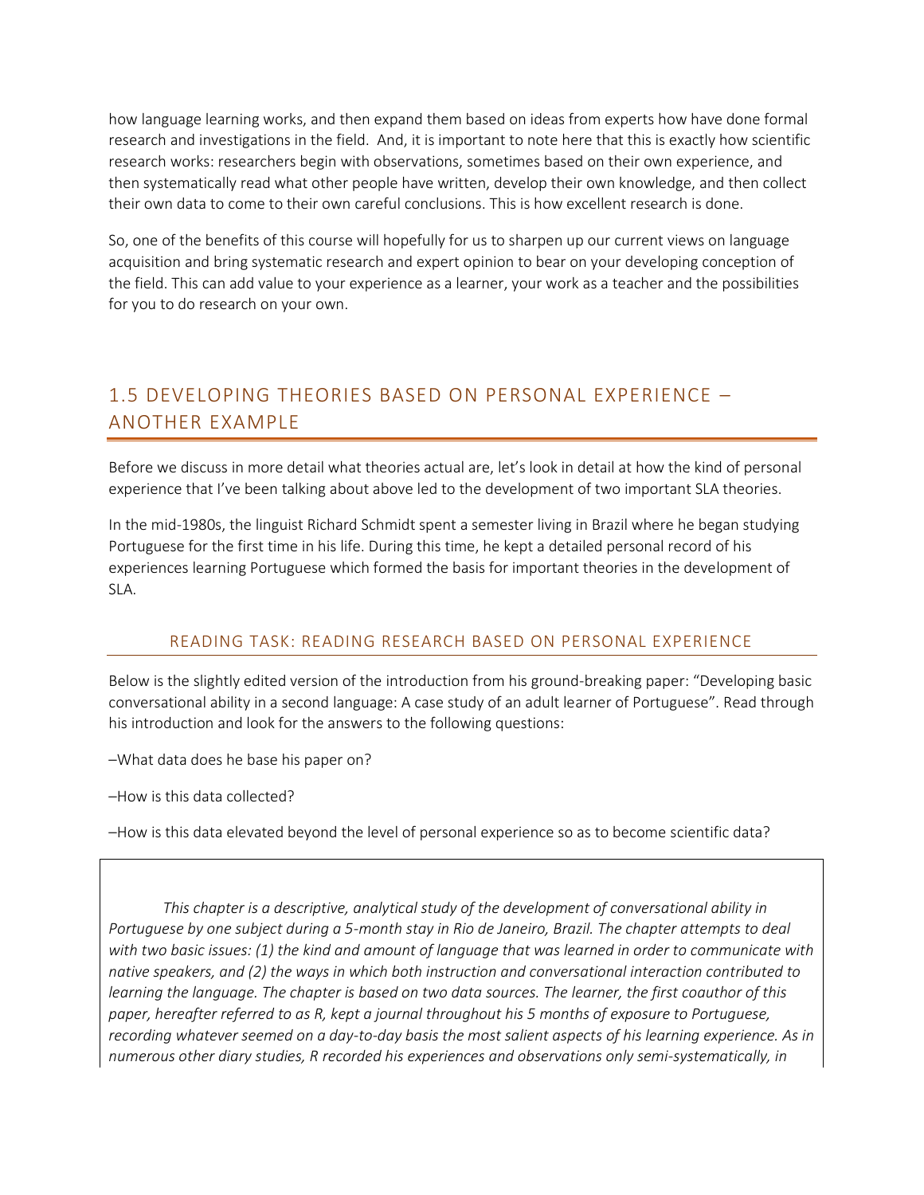how language learning works, and then expand them based on ideas from experts how have done formal research and investigations in the field. And, it is important to note here that this is exactly how scientific research works: researchers begin with observations, sometimes based on their own experience, and then systematically read what other people have written, develop their own knowledge, and then collect their own data to come to their own careful conclusions. This is how excellent research is done.

So, one of the benefits of this course will hopefully for us to sharpen up our current views on language acquisition and bring systematic research and expert opinion to bear on your developing conception of the field. This can add value to your experience as a learner, your work as a teacher and the possibilities for you to do research on your own.

## 1.5 DEVELOPING THEORIES BASED ON PERSONAL EXPERIENCE – ANOTHER EXAMPLE

Before we discuss in more detail what theories actual are, let's look in detail at how the kind of personal experience that I've been talking about above led to the development of two important SLA theories.

In the mid-1980s, the linguist Richard Schmidt spent a semester living in Brazil where he began studying Portuguese for the first time in his life. During this time, he kept a detailed personal record of his experiences learning Portuguese which formed the basis for important theories in the development of SLA.

### READING TASK: READING RESEARCH BASED ON PERSONAL EXPERIENCE

Below is the slightly edited version of the introduction from his ground-breaking paper: "Developing basic conversational ability in a second language: A case study of an adult learner of Portuguese". Read through his introduction and look for the answers to the following questions:

–What data does he base his paper on?

–How is this data collected?

–How is this data elevated beyond the level of personal experience so as to become scientific data?

> *This chapter is a descriptive, analytical study of the development of conversational ability in Portuguese by one subject during a 5-month stay in Rio de Janeiro, Brazil. The chapter attempts to deal with two basic issues: (1) the kind and amount of language that was learned in order to communicate with native speakers, and (2) the ways in which both instruction and conversational interaction contributed to learning the language. The chapter is based on two data sources. The learner, the first coauthor of this paper, hereafter referred to as R, kept a journal throughout his 5 months of exposure to Portuguese, recording whatever seemed on a day-to-day basis the most salient aspects of his learning experience. As in numerous other diary studies, R recorded his experiences and observations only semi-systematically, in*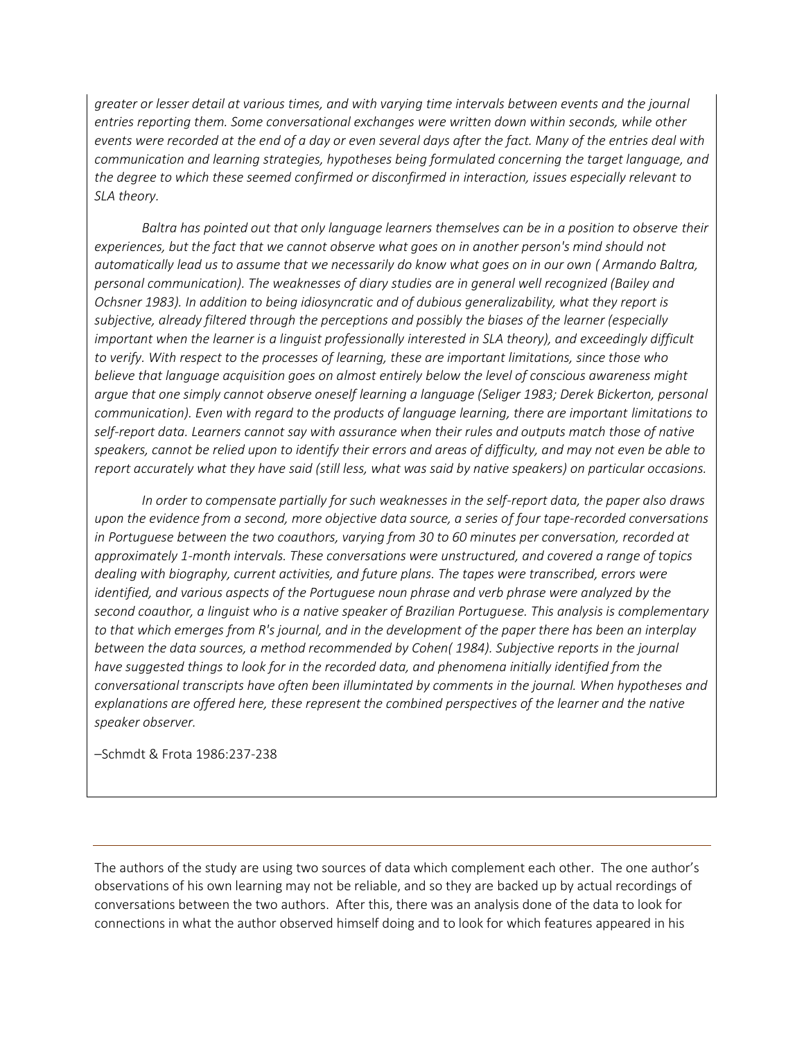*greater or lesser detail at various times, and with varying time intervals between events and the journal entries reporting them. Some conversational exchanges were written down within seconds, while other events were recorded at the end of a day or even several days after the fact. Many of the entries deal with communication and learning strategies, hypotheses being formulated concerning the target language, and the degree to which these seemed confirmed or disconfirmed in interaction, issues especially relevant to SLA theory.*

*Baltra has pointed out that only language learners themselves can be in a position to observe their experiences, but the fact that we cannot observe what goes on in another person's mind should not automatically lead us to assume that we necessarily do know what goes on in our own ( Armando Baltra, personal communication). The weaknesses of diary studies are in general well recognized (Bailey and Ochsner 1983). In addition to being idiosyncratic and of dubious generalizability, what they report is subjective, already filtered through the perceptions and possibly the biases of the learner (especially important when the learner is a linguist professionally interested in SLA theory), and exceedingly difficult to verify. With respect to the processes of learning, these are important limitations, since those who believe that language acquisition goes on almost entirely below the level of conscious awareness might argue that one simply cannot observe oneself learning a language (Seliger 1983; Derek Bickerton, personal communication). Even with regard to the products of language learning, there are important limitations to self-report data. Learners cannot say with assurance when their rules and outputs match those of native speakers, cannot be relied upon to identify their errors and areas of difficulty, and may not even be able to report accurately what they have said (still less, what was said by native speakers) on particular occasions.*

*In order to compensate partially for such weaknesses in the self-report data, the paper also draws upon the evidence from a second, more objective data source, a series of four tape-recorded conversations in Portuguese between the two coauthors, varying from 30 to 60 minutes per conversation, recorded at approximately 1-month intervals. These conversations were unstructured, and covered a range of topics dealing with biography, current activities, and future plans. The tapes were transcribed, errors were identified, and various aspects of the Portuguese noun phrase and verb phrase were analyzed by the second coauthor, a linguist who is a native speaker of Brazilian Portuguese. This analysis is complementary to that which emerges from R's journal, and in the development of the paper there has been an interplay between the data sources, a method recommended by Cohen( 1984). Subjective reports in the journal have suggested things to look for in the recorded data, and phenomena initially identified from the conversational transcripts have often been illumintated by comments in the journal. When hypotheses and explanations are offered here, these represent the combined perspectives of the learner and the native speaker observer.*

–Schmdt & Frota 1986:237-238

---

The authors of the study are using two sources of data which complement each other. The one author's observations of his own learning may not be reliable, and so they are backed up by actual recordings of conversations between the two authors. After this, there was an analysis done of the data to look for connections in what the author observed himself doing and to look for which features appeared in his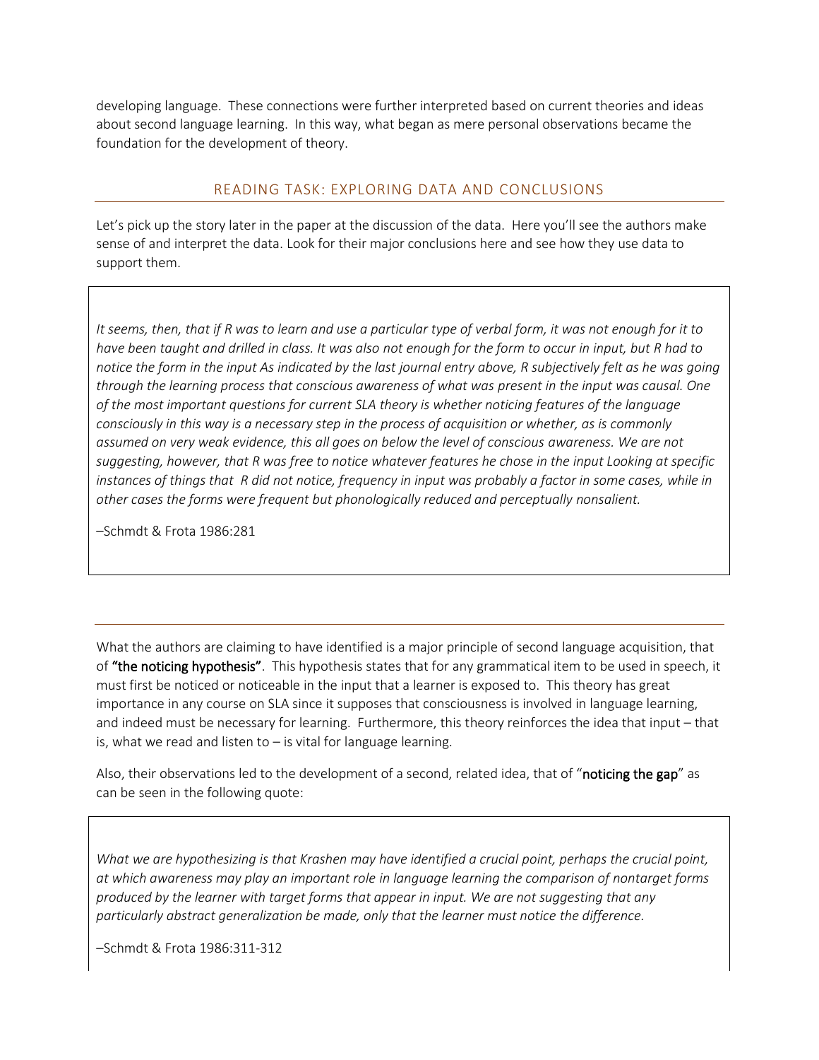developing language. These connections were further interpreted based on current theories and ideas about second language learning. In this way, what began as mere personal observations became the foundation for the development of theory.

## READING TASK: EXPLORING DATA AND CONCLUSIONS

Let's pick up the story later in the paper at the discussion of the data. Here you'll see the authors make sense of and interpret the data. Look for their major conclusions here and see how they use data to support them.

> *It seems, then, that if R was to learn and use a particular type of verbal form, it was not enough for it to have been taught and drilled in class. It was also not enough for the form to occur in input, but R had to notice the form in the input As indicated by the last journal entry above, R subjectively felt as he was going through the learning process that conscious awareness of what was present in the input was causal. One of the most important questions for current SLA theory is whether noticing features of the language consciously in this way is a necessary step in the process of acquisition or whether, as is commonly assumed on very weak evidence, this all goes on below the level of conscious awareness. We are not suggesting, however, that R was free to notice whatever features he chose in the input Looking at specific instances of things that R did not notice, frequency in input was probably a factor in some cases, while in other cases the forms were frequent but phonologically reduced and perceptually nonsalient.*
>
> –Schmdt & Frota 1986:281

---

What the authors are claiming to have identified is a major principle of second language acquisition, that of **"the noticing hypothesis"**. This hypothesis states that for any grammatical item to be used in speech, it must first be noticed or noticeable in the input that a learner is exposed to. This theory has great importance in any course on SLA since it supposes that consciousness is involved in language learning, and indeed must be necessary for learning. Furthermore, this theory reinforces the idea that input – that is, what we read and listen to – is vital for language learning.

Also, their observations led to the development of a second, related idea, that of "**noticing the gap**" as can be seen in the following quote:

> *What we are hypothesizing is that Krashen may have identified a crucial point, perhaps the crucial point, at which awareness may play an important role in language learning the comparison of nontarget forms produced by the learner with target forms that appear in input. We are not suggesting that any particularly abstract generalization be made, only that the learner must notice the difference.*
>
> –Schmdt & Frota 1986:311-312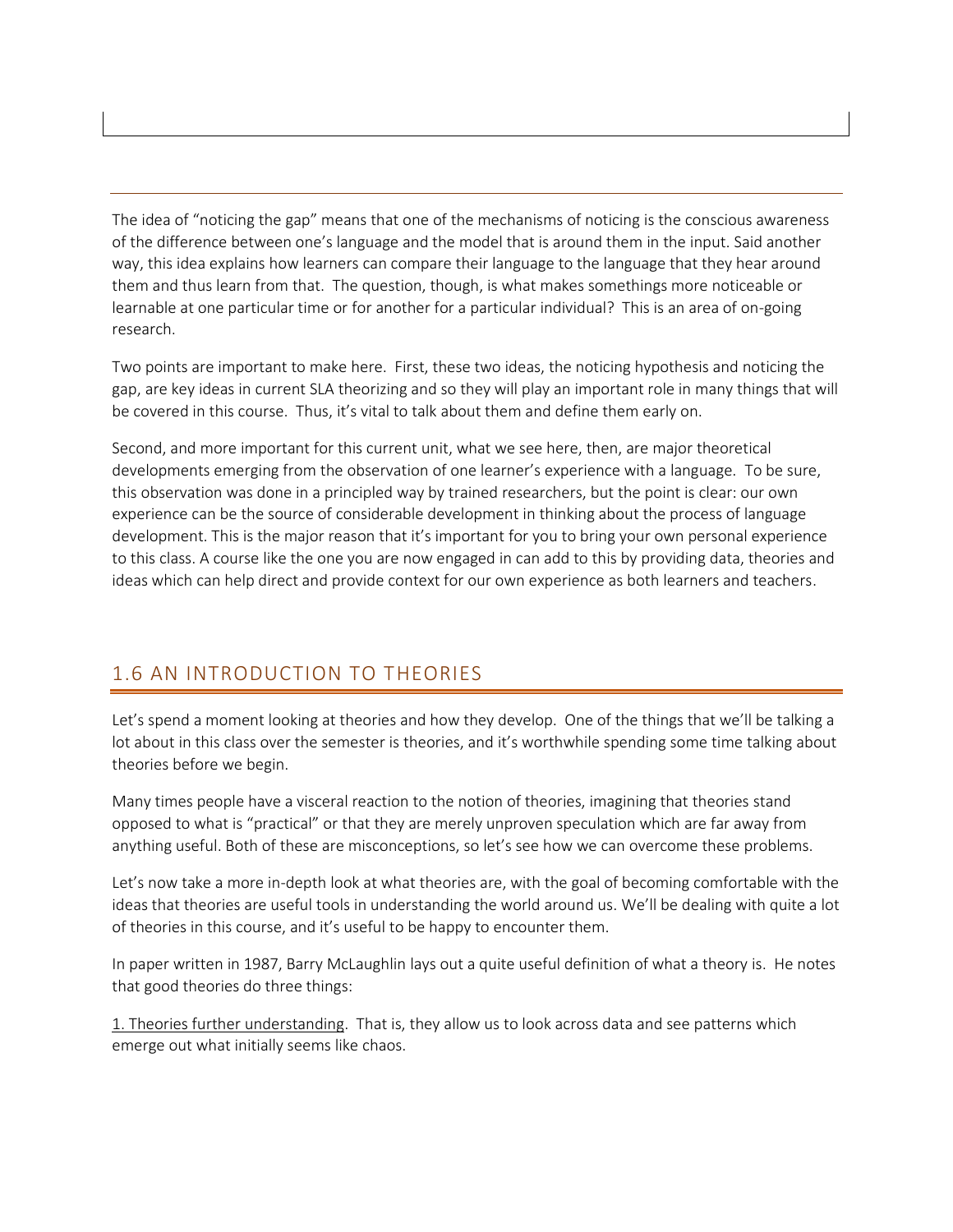The idea of "noticing the gap" means that one of the mechanisms of noticing is the conscious awareness of the difference between one's language and the model that is around them in the input. Said another way, this idea explains how learners can compare their language to the language that they hear around them and thus learn from that. The question, though, is what makes somethings more noticeable or learnable at one particular time or for another for a particular individual? This is an area of on-going research.

Two points are important to make here. First, these two ideas, the noticing hypothesis and noticing the gap, are key ideas in current SLA theorizing and so they will play an important role in many things that will be covered in this course. Thus, it's vital to talk about them and define them early on.

Second, and more important for this current unit, what we see here, then, are major theoretical developments emerging from the observation of one learner's experience with a language. To be sure, this observation was done in a principled way by trained researchers, but the point is clear: our own experience can be the source of considerable development in thinking about the process of language development. This is the major reason that it's important for you to bring your own personal experience to this class. A course like the one you are now engaged in can add to this by providing data, theories and ideas which can help direct and provide context for our own experience as both learners and teachers.

## 1.6 AN INTRODUCTION TO THEORIES

Let's spend a moment looking at theories and how they develop. One of the things that we'll be talking a lot about in this class over the semester is theories, and it's worthwhile spending some time talking about theories before we begin.

Many times people have a visceral reaction to the notion of theories, imagining that theories stand opposed to what is "practical" or that they are merely unproven speculation which are far away from anything useful. Both of these are misconceptions, so let's see how we can overcome these problems.

Let's now take a more in-depth look at what theories are, with the goal of becoming comfortable with the ideas that theories are useful tools in understanding the world around us. We'll be dealing with quite a lot of theories in this course, and it's useful to be happy to encounter them.

In paper written in 1987, Barry McLaughlin lays out a quite useful definition of what a theory is. He notes that good theories do three things:

1. Theories further understanding. That is, they allow us to look across data and see patterns which emerge out what initially seems like chaos.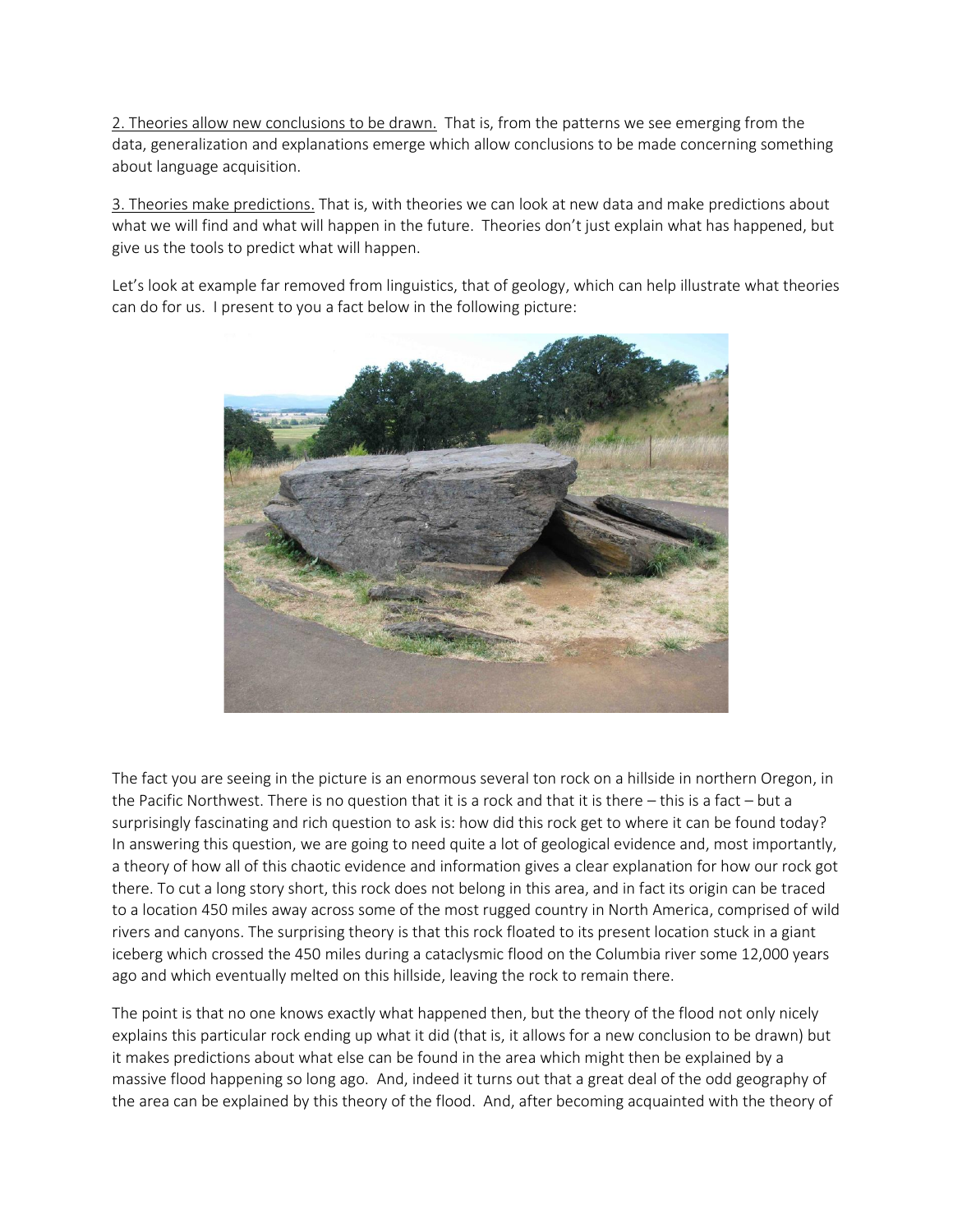<u>2. Theories allow new conclusions to be drawn.</u> That is, from the patterns we see emerging from the data, generalization and explanations emerge which allow conclusions to be made concerning something about language acquisition.

<u>3. Theories make predictions.</u> That is, with theories we can look at new data and make predictions about what we will find and what will happen in the future. Theories don't just explain what has happened, but give us the tools to predict what will happen.

Let's look at example far removed from linguistics, that of geology, which can help illustrate what theories can do for us. I present to you a fact below in the following picture:

The fact you are seeing in the picture is an enormous several ton rock on a hillside in northern Oregon, in the Pacific Northwest. There is no question that it is a rock and that it is there – this is a fact – but a surprisingly fascinating and rich question to ask is: how did this rock get to where it can be found today? In answering this question, we are going to need quite a lot of geological evidence and, most importantly, a theory of how all of this chaotic evidence and information gives a clear explanation for how our rock got there. To cut a long story short, this rock does not belong in this area, and in fact its origin can be traced to a location 450 miles away across some of the most rugged country in North America, comprised of wild rivers and canyons. The surprising theory is that this rock floated to its present location stuck in a giant iceberg which crossed the 450 miles during a cataclysmic flood on the Columbia river some 12,000 years ago and which eventually melted on this hillside, leaving the rock to remain there.

The point is that no one knows exactly what happened then, but the theory of the flood not only nicely explains this particular rock ending up what it did (that is, it allows for a new conclusion to be drawn) but it makes predictions about what else can be found in the area which might then be explained by a massive flood happening so long ago. And, indeed it turns out that a great deal of the odd geography of the area can be explained by this theory of the flood. And, after becoming acquainted with the theory of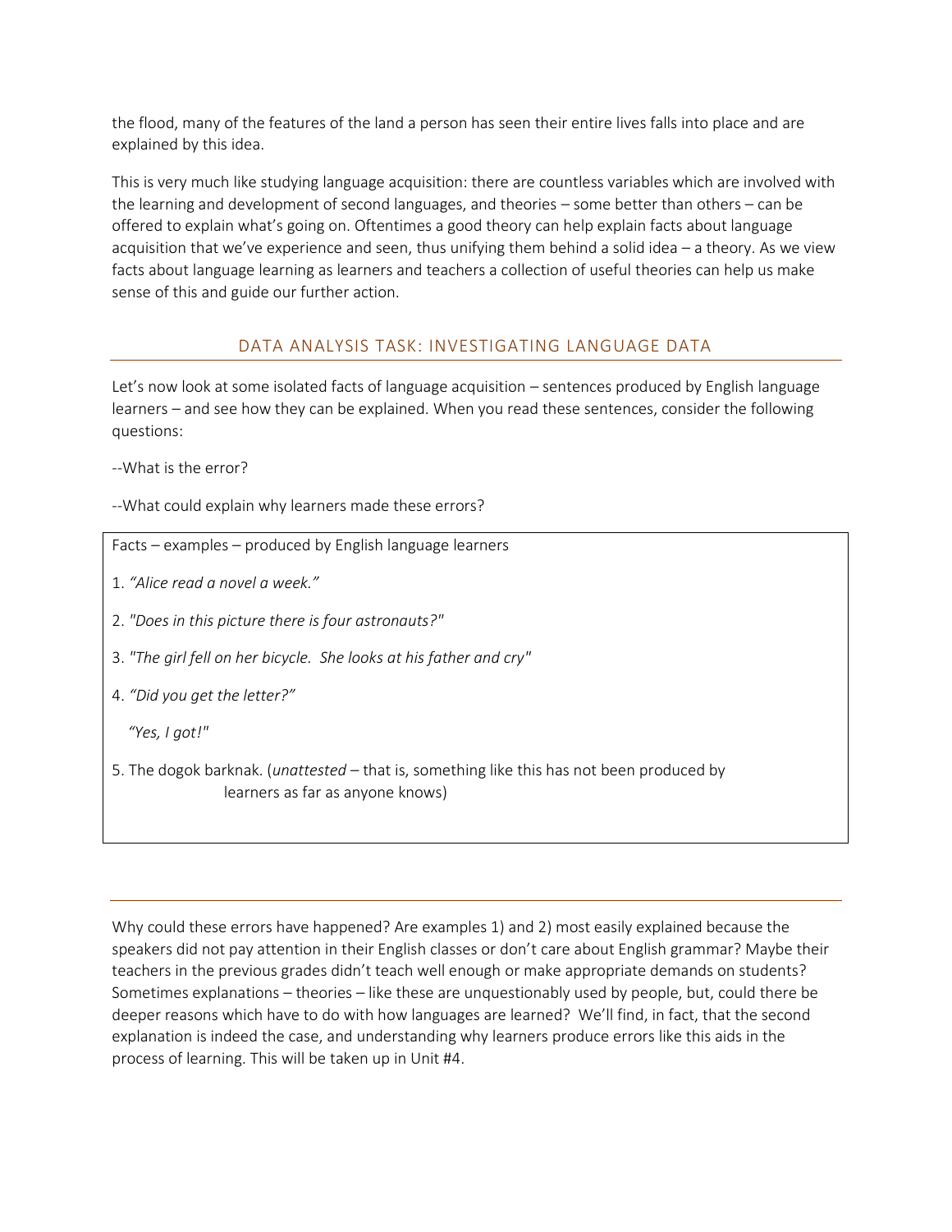the flood, many of the features of the land a person has seen their entire lives falls into place and are explained by this idea.

This is very much like studying language acquisition: there are countless variables which are involved with the learning and development of second languages, and theories – some better than others – can be offered to explain what's going on. Oftentimes a good theory can help explain facts about language acquisition that we've experience and seen, thus unifying them behind a solid idea – a theory. As we view facts about language learning as learners and teachers a collection of useful theories can help us make sense of this and guide our further action.

## DATA ANALYSIS TASK: INVESTIGATING LANGUAGE DATA

Let's now look at some isolated facts of language acquisition – sentences produced by English language learners – and see how they can be explained. When you read these sentences, consider the following questions:

--What is the error?

--What could explain why learners made these errors?

Facts – examples – produced by English language learners

1. *"Alice read a novel a week."*

2. *"Does in this picture there is four astronauts?"*

3. *"The girl fell on her bicycle. She looks at his father and cry"*

4. *"Did you get the letter?"*

   *"Yes, I got!"*

5. The dogok barknak. (*unattested* – that is, something like this has not been produced by learners as far as anyone knows)

---

Why could these errors have happened? Are examples 1) and 2) most easily explained because the speakers did not pay attention in their English classes or don't care about English grammar? Maybe their teachers in the previous grades didn't teach well enough or make appropriate demands on students? Sometimes explanations – theories – like these are unquestionably used by people, but, could there be deeper reasons which have to do with how languages are learned? We'll find, in fact, that the second explanation is indeed the case, and understanding why learners produce errors like this aids in the process of learning. This will be taken up in Unit #4.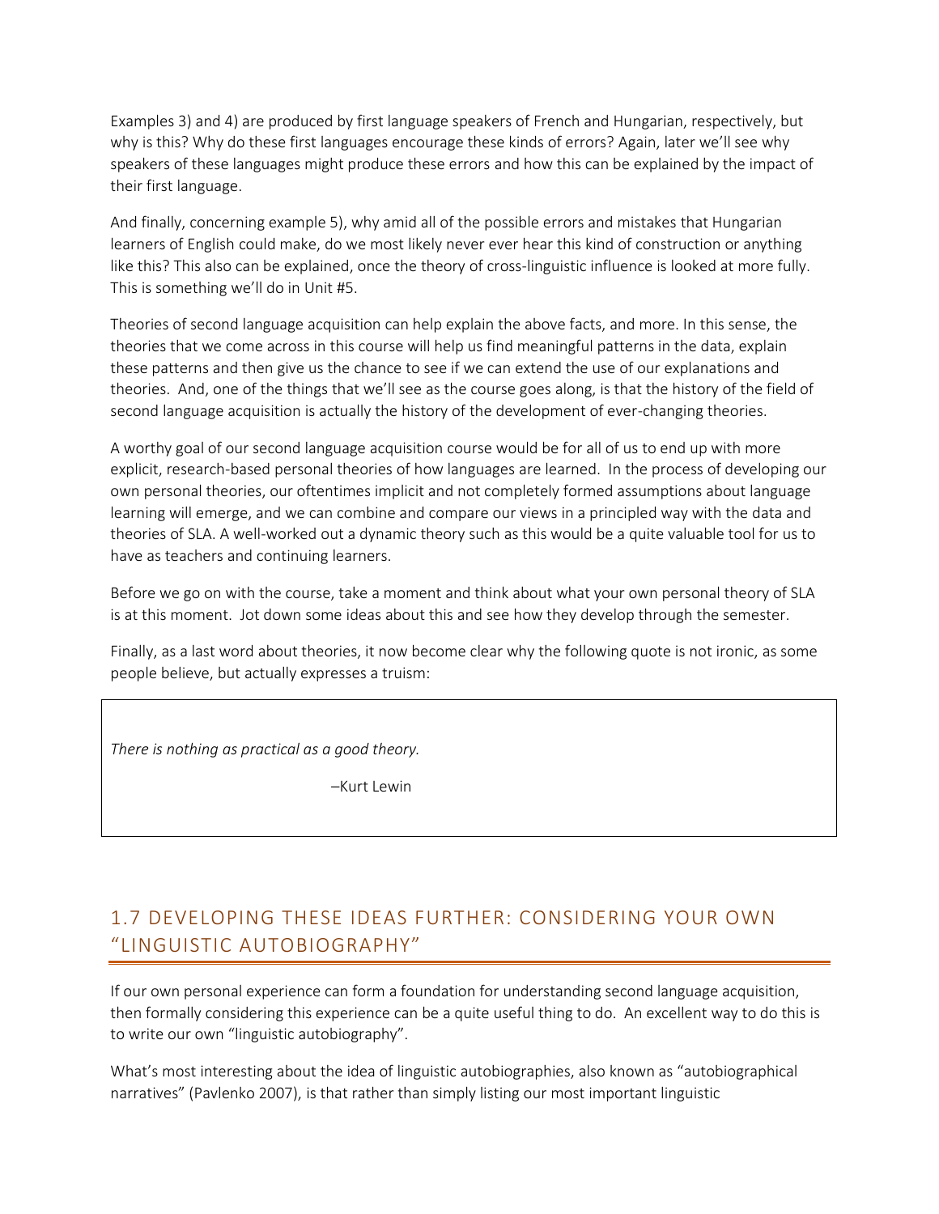Examples 3) and 4) are produced by first language speakers of French and Hungarian, respectively, but why is this? Why do these first languages encourage these kinds of errors? Again, later we'll see why speakers of these languages might produce these errors and how this can be explained by the impact of their first language.

And finally, concerning example 5), why amid all of the possible errors and mistakes that Hungarian learners of English could make, do we most likely never ever hear this kind of construction or anything like this? This also can be explained, once the theory of cross-linguistic influence is looked at more fully. This is something we'll do in Unit #5.

Theories of second language acquisition can help explain the above facts, and more. In this sense, the theories that we come across in this course will help us find meaningful patterns in the data, explain these patterns and then give us the chance to see if we can extend the use of our explanations and theories. And, one of the things that we'll see as the course goes along, is that the history of the field of second language acquisition is actually the history of the development of ever-changing theories.

A worthy goal of our second language acquisition course would be for all of us to end up with more explicit, research-based personal theories of how languages are learned. In the process of developing our own personal theories, our oftentimes implicit and not completely formed assumptions about language learning will emerge, and we can combine and compare our views in a principled way with the data and theories of SLA. A well-worked out a dynamic theory such as this would be a quite valuable tool for us to have as teachers and continuing learners.

Before we go on with the course, take a moment and think about what your own personal theory of SLA is at this moment. Jot down some ideas about this and see how they develop through the semester.

Finally, as a last word about theories, it now become clear why the following quote is not ironic, as some people believe, but actually expresses a truism:

> *There is nothing as practical as a good theory.*
>
> –Kurt Lewin

## 1.7 DEVELOPING THESE IDEAS FURTHER: CONSIDERING YOUR OWN "LINGUISTIC AUTOBIOGRAPHY"

If our own personal experience can form a foundation for understanding second language acquisition, then formally considering this experience can be a quite useful thing to do. An excellent way to do this is to write our own "linguistic autobiography".

What's most interesting about the idea of linguistic autobiographies, also known as "autobiographical narratives" (Pavlenko 2007), is that rather than simply listing our most important linguistic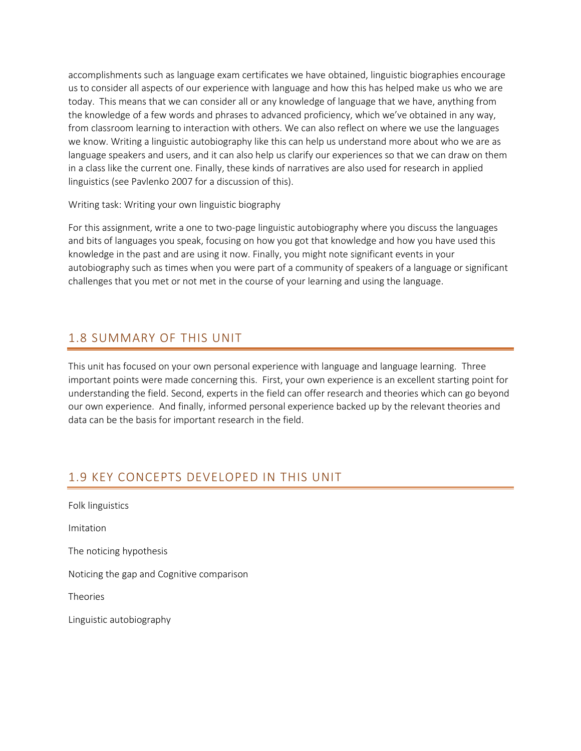accomplishments such as language exam certificates we have obtained, linguistic biographies encourage us to consider all aspects of our experience with language and how this has helped make us who we are today. This means that we can consider all or any knowledge of language that we have, anything from the knowledge of a few words and phrases to advanced proficiency, which we've obtained in any way, from classroom learning to interaction with others. We can also reflect on where we use the languages we know. Writing a linguistic autobiography like this can help us understand more about who we are as language speakers and users, and it can also help us clarify our experiences so that we can draw on them in a class like the current one. Finally, these kinds of narratives are also used for research in applied linguistics (see Pavlenko 2007 for a discussion of this).

Writing task: Writing your own linguistic biography

For this assignment, write a one to two-page linguistic autobiography where you discuss the languages and bits of languages you speak, focusing on how you got that knowledge and how you have used this knowledge in the past and are using it now. Finally, you might note significant events in your autobiography such as times when you were part of a community of speakers of a language or significant challenges that you met or not met in the course of your learning and using the language.

## 1.8 SUMMARY OF THIS UNIT

This unit has focused on your own personal experience with language and language learning. Three important points were made concerning this. First, your own experience is an excellent starting point for understanding the field. Second, experts in the field can offer research and theories which can go beyond our own experience. And finally, informed personal experience backed up by the relevant theories and data can be the basis for important research in the field.

## 1.9 KEY CONCEPTS DEVELOPED IN THIS UNIT

Folk linguistics

Imitation

The noticing hypothesis

Noticing the gap and Cognitive comparison

Theories

Linguistic autobiography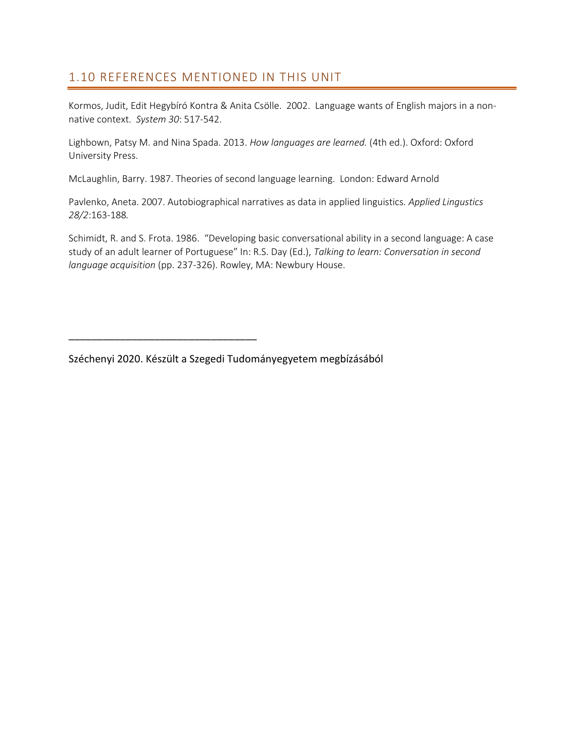## 1.10 REFERENCES MENTIONED IN THIS UNIT

Kormos, Judit, Edit Hegybíró Kontra & Anita Csölle. 2002. Language wants of English majors in a non-native context. *System 30*: 517-542.

Lighbown, Patsy M. and Nina Spada. 2013. *How languages are learned.* (4th ed.). Oxford: Oxford University Press.

McLaughlin, Barry. 1987. Theories of second language learning. London: Edward Arnold

Pavlenko, Aneta. 2007. Autobiographical narratives as data in applied linguistics. *Applied Lingustics 28/2*:163-188.

Schimidt, R. and S. Frota. 1986. "Developing basic conversational ability in a second language: A case study of an adult learner of Portuguese" In: R.S. Day (Ed.), *Talking to learn: Conversation in second language acquisition* (pp. 237-326). Rowley, MA: Newbury House.

---

Széchenyi 2020. Készült a Szegedi Tudományegyetem megbízásából